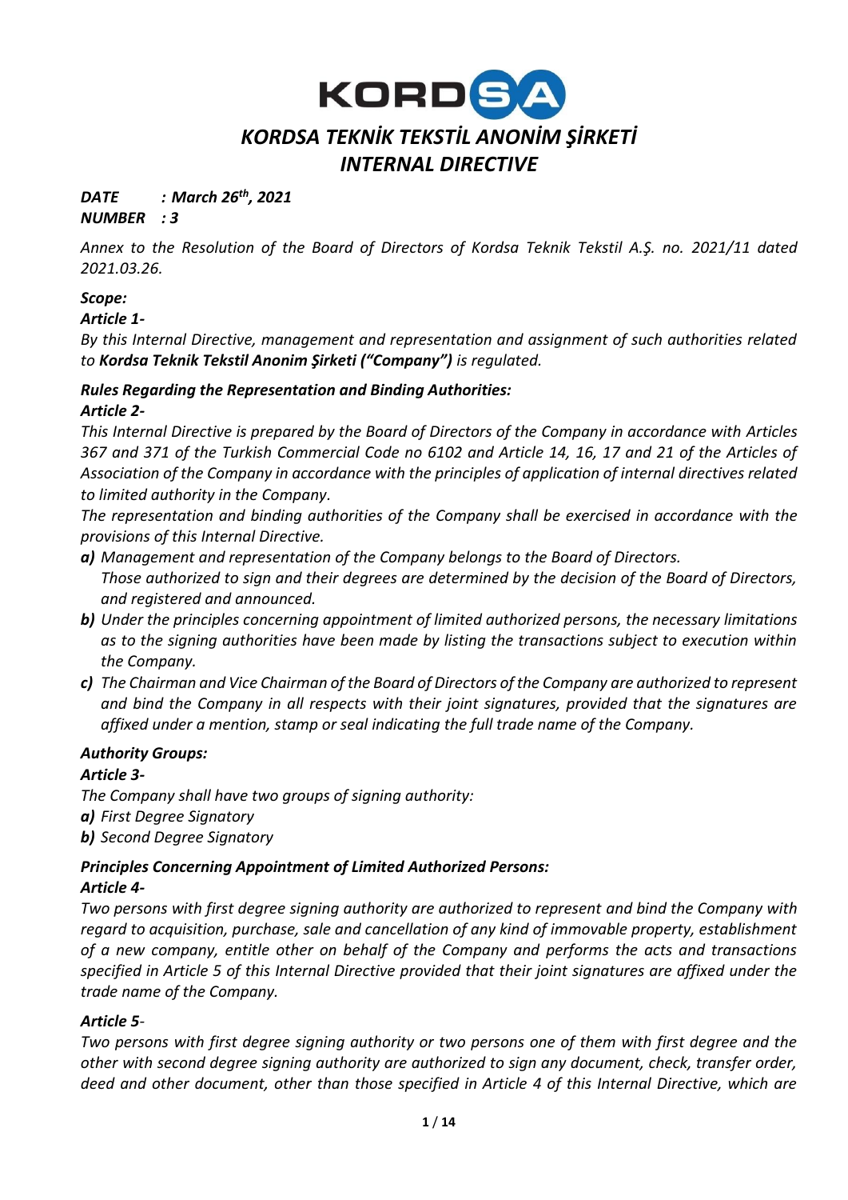# *KORDSA TEKNİK TEKSTİL ANONİM ŞİRKETİ*
# *INTERNAL DIRECTIVE*

***DATE : March 26th, 2021***
***NUMBER : 3***

*Annex to the Resolution of the Board of Directors of Kordsa Teknik Tekstil A.Ş. no. 2021/11 dated 2021.03.26.*

***Scope:***
***Article 1-***
*By this Internal Directive, management and representation and assignment of such authorities related to **Kordsa Teknik Tekstil Anonim Şirketi ("Company")** is regulated.*

***Rules Regarding the Representation and Binding Authorities:***
***Article 2-***
*This Internal Directive is prepared by the Board of Directors of the Company in accordance with Articles 367 and 371 of the Turkish Commercial Code no 6102 and Article 14, 16, 17 and 21 of the Articles of Association of the Company in accordance with the principles of application of internal directives related to limited authority in the Company.*
*The representation and binding authorities of the Company shall be exercised in accordance with the provisions of this Internal Directive.*

***a)*** *Management and representation of the Company belongs to the Board of Directors.*
*Those authorized to sign and their degrees are determined by the decision of the Board of Directors, and registered and announced.*
***b)*** *Under the principles concerning appointment of limited authorized persons, the necessary limitations as to the signing authorities have been made by listing the transactions subject to execution within the Company.*
***c)*** *The Chairman and Vice Chairman of the Board of Directors of the Company are authorized to represent and bind the Company in all respects with their joint signatures, provided that the signatures are affixed under a mention, stamp or seal indicating the full trade name of the Company.*

***Authority Groups:***
***Article 3-***
*The Company shall have two groups of signing authority:*
***a)*** *First Degree Signatory*
***b)*** *Second Degree Signatory*

***Principles Concerning Appointment of Limited Authorized Persons:***
***Article 4-***
*Two persons with first degree signing authority are authorized to represent and bind the Company with regard to acquisition, purchase, sale and cancellation of any kind of immovable property, establishment of a new company, entitle other on behalf of the Company and performs the acts and transactions specified in Article 5 of this Internal Directive provided that their joint signatures are affixed under the trade name of the Company.*

***Article 5-***
*Two persons with first degree signing authority or two persons one of them with first degree and the other with second degree signing authority are authorized to sign any document, check, transfer order, deed and other document, other than those specified in Article 4 of this Internal Directive, which are*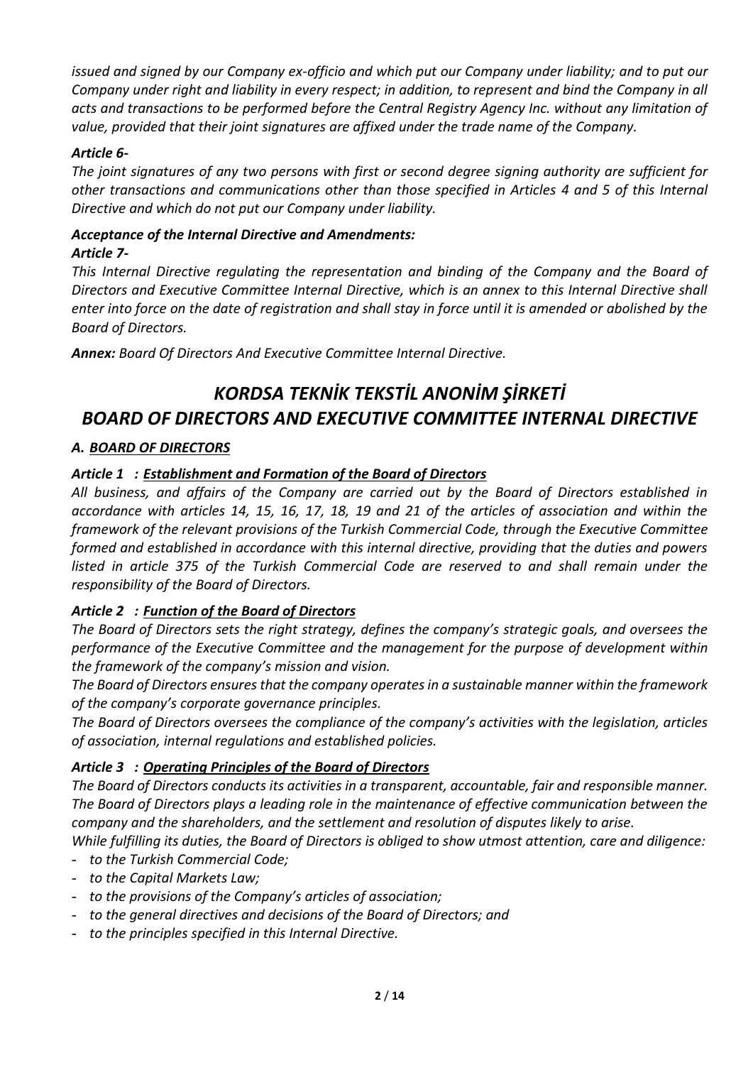*issued and signed by our Company ex-officio and which put our Company under liability; and to put our Company under right and liability in every respect; in addition, to represent and bind the Company in all acts and transactions to be performed before the Central Registry Agency Inc. without any limitation of value, provided that their joint signatures are affixed under the trade name of the Company.*

***Article 6-***

*The joint signatures of any two persons with first or second degree signing authority are sufficient for other transactions and communications other than those specified in Articles 4 and 5 of this Internal Directive and which do not put our Company under liability.*

***Acceptance of the Internal Directive and Amendments:***

***Article 7-***

*This Internal Directive regulating the representation and binding of the Company and the Board of Directors and Executive Committee Internal Directive, which is an annex to this Internal Directive shall enter into force on the date of registration and shall stay in force until it is amended or abolished by the Board of Directors.*

***Annex:*** *Board Of Directors And Executive Committee Internal Directive.*

# *KORDSA TEKNİK TEKSTİL ANONİM ŞİRKETİ BOARD OF DIRECTORS AND EXECUTIVE COMMITTEE INTERNAL DIRECTIVE*

## *A. BOARD OF DIRECTORS*

### *Article 1 : Establishment and Formation of the Board of Directors*

*All business, and affairs of the Company are carried out by the Board of Directors established in accordance with articles 14, 15, 16, 17, 18, 19 and 21 of the articles of association and within the framework of the relevant provisions of the Turkish Commercial Code, through the Executive Committee formed and established in accordance with this internal directive, providing that the duties and powers listed in article 375 of the Turkish Commercial Code are reserved to and shall remain under the responsibility of the Board of Directors.*

### *Article 2 : Function of the Board of Directors*

*The Board of Directors sets the right strategy, defines the company's strategic goals, and oversees the performance of the Executive Committee and the management for the purpose of development within the framework of the company's mission and vision.*

*The Board of Directors ensures that the company operates in a sustainable manner within the framework of the company's corporate governance principles.*

*The Board of Directors oversees the compliance of the company's activities with the legislation, articles of association, internal regulations and established policies.*

### *Article 3 : Operating Principles of the Board of Directors*

*The Board of Directors conducts its activities in a transparent, accountable, fair and responsible manner. The Board of Directors plays a leading role in the maintenance of effective communication between the company and the shareholders, and the settlement and resolution of disputes likely to arise.*

*While fulfilling its duties, the Board of Directors is obliged to show utmost attention, care and diligence:*

- *to the Turkish Commercial Code;*
- *to the Capital Markets Law;*
- *to the provisions of the Company's articles of association;*
- *to the general directives and decisions of the Board of Directors; and*
- *to the principles specified in this Internal Directive.*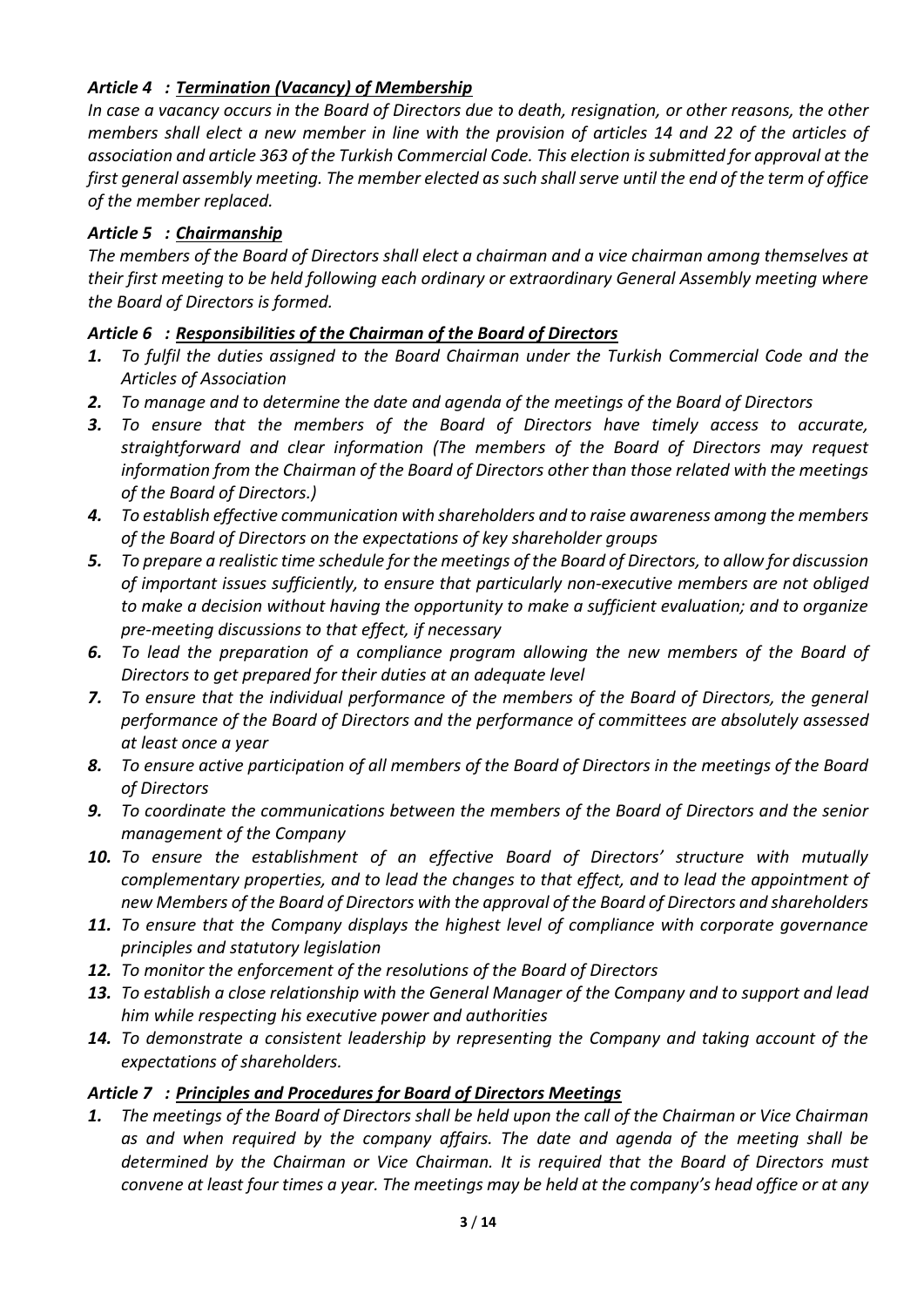### *Article 4 : Termination (Vacancy) of Membership*

*In case a vacancy occurs in the Board of Directors due to death, resignation, or other reasons, the other members shall elect a new member in line with the provision of articles 14 and 22 of the articles of association and article 363 of the Turkish Commercial Code. This election is submitted for approval at the first general assembly meeting. The member elected as such shall serve until the end of the term of office of the member replaced.*

### *Article 5 : Chairmanship*

*The members of the Board of Directors shall elect a chairman and a vice chairman among themselves at their first meeting to be held following each ordinary or extraordinary General Assembly meeting where the Board of Directors is formed.*

### *Article 6 : Responsibilities of the Chairman of the Board of Directors*

1. *To fulfil the duties assigned to the Board Chairman under the Turkish Commercial Code and the Articles of Association*
2. *To manage and to determine the date and agenda of the meetings of the Board of Directors*
3. *To ensure that the members of the Board of Directors have timely access to accurate, straightforward and clear information (The members of the Board of Directors may request information from the Chairman of the Board of Directors other than those related with the meetings of the Board of Directors.)*
4. *To establish effective communication with shareholders and to raise awareness among the members of the Board of Directors on the expectations of key shareholder groups*
5. *To prepare a realistic time schedule for the meetings of the Board of Directors, to allow for discussion of important issues sufficiently, to ensure that particularly non-executive members are not obliged to make a decision without having the opportunity to make a sufficient evaluation; and to organize pre-meeting discussions to that effect, if necessary*
6. *To lead the preparation of a compliance program allowing the new members of the Board of Directors to get prepared for their duties at an adequate level*
7. *To ensure that the individual performance of the members of the Board of Directors, the general performance of the Board of Directors and the performance of committees are absolutely assessed at least once a year*
8. *To ensure active participation of all members of the Board of Directors in the meetings of the Board of Directors*
9. *To coordinate the communications between the members of the Board of Directors and the senior management of the Company*
10. *To ensure the establishment of an effective Board of Directors' structure with mutually complementary properties, and to lead the changes to that effect, and to lead the appointment of new Members of the Board of Directors with the approval of the Board of Directors and shareholders*
11. *To ensure that the Company displays the highest level of compliance with corporate governance principles and statutory legislation*
12. *To monitor the enforcement of the resolutions of the Board of Directors*
13. *To establish a close relationship with the General Manager of the Company and to support and lead him while respecting his executive power and authorities*
14. *To demonstrate a consistent leadership by representing the Company and taking account of the expectations of shareholders.*

### *Article 7 : Principles and Procedures for Board of Directors Meetings*

1. *The meetings of the Board of Directors shall be held upon the call of the Chairman or Vice Chairman as and when required by the company affairs. The date and agenda of the meeting shall be determined by the Chairman or Vice Chairman. It is required that the Board of Directors must convene at least four times a year. The meetings may be held at the company's head office or at any*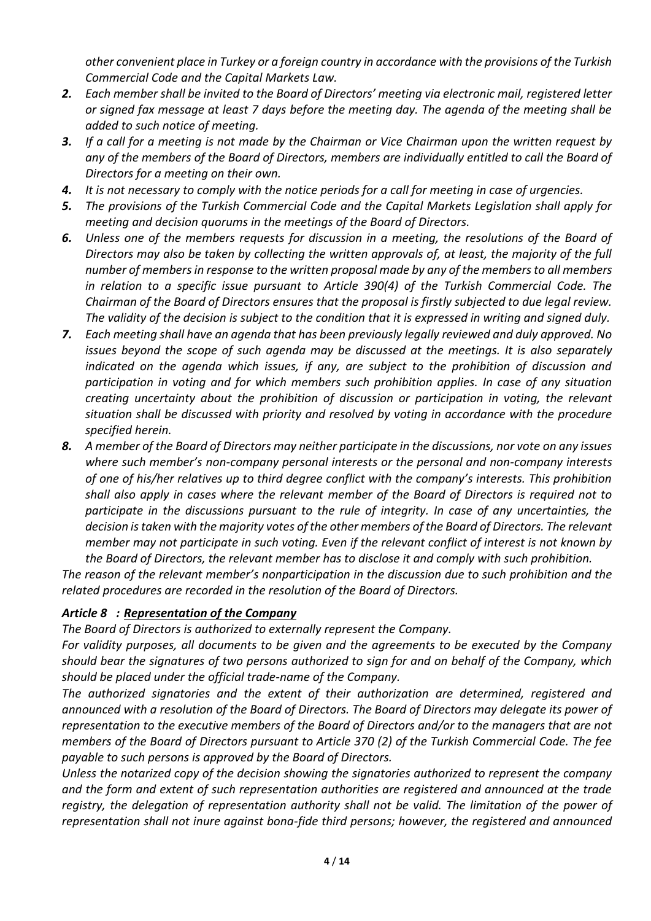*other convenient place in Turkey or a foreign country in accordance with the provisions of the Turkish Commercial Code and the Capital Markets Law.*

2. *Each member shall be invited to the Board of Directors' meeting via electronic mail, registered letter or signed fax message at least 7 days before the meeting day. The agenda of the meeting shall be added to such notice of meeting.*
3. *If a call for a meeting is not made by the Chairman or Vice Chairman upon the written request by any of the members of the Board of Directors, members are individually entitled to call the Board of Directors for a meeting on their own.*
4. *It is not necessary to comply with the notice periods for a call for meeting in case of urgencies.*
5. *The provisions of the Turkish Commercial Code and the Capital Markets Legislation shall apply for meeting and decision quorums in the meetings of the Board of Directors.*
6. *Unless one of the members requests for discussion in a meeting, the resolutions of the Board of Directors may also be taken by collecting the written approvals of, at least, the majority of the full number of members in response to the written proposal made by any of the members to all members in relation to a specific issue pursuant to Article 390(4) of the Turkish Commercial Code. The Chairman of the Board of Directors ensures that the proposal is firstly subjected to due legal review. The validity of the decision is subject to the condition that it is expressed in writing and signed duly.*
7. *Each meeting shall have an agenda that has been previously legally reviewed and duly approved. No issues beyond the scope of such agenda may be discussed at the meetings. It is also separately indicated on the agenda which issues, if any, are subject to the prohibition of discussion and participation in voting and for which members such prohibition applies. In case of any situation creating uncertainty about the prohibition of discussion or participation in voting, the relevant situation shall be discussed with priority and resolved by voting in accordance with the procedure specified herein.*
8. *A member of the Board of Directors may neither participate in the discussions, nor vote on any issues where such member's non-company personal interests or the personal and non-company interests of one of his/her relatives up to third degree conflict with the company's interests. This prohibition shall also apply in cases where the relevant member of the Board of Directors is required not to participate in the discussions pursuant to the rule of integrity. In case of any uncertainties, the decision is taken with the majority votes of the other members of the Board of Directors. The relevant member may not participate in such voting. Even if the relevant conflict of interest is not known by the Board of Directors, the relevant member has to disclose it and comply with such prohibition.*

*The reason of the relevant member's nonparticipation in the discussion due to such prohibition and the related procedures are recorded in the resolution of the Board of Directors.*

### *Article 8 : Representation of the Company*

*The Board of Directors is authorized to externally represent the Company.*

*For validity purposes, all documents to be given and the agreements to be executed by the Company should bear the signatures of two persons authorized to sign for and on behalf of the Company, which should be placed under the official trade-name of the Company.*

*The authorized signatories and the extent of their authorization are determined, registered and announced with a resolution of the Board of Directors. The Board of Directors may delegate its power of representation to the executive members of the Board of Directors and/or to the managers that are not members of the Board of Directors pursuant to Article 370 (2) of the Turkish Commercial Code. The fee payable to such persons is approved by the Board of Directors.*

*Unless the notarized copy of the decision showing the signatories authorized to represent the company and the form and extent of such representation authorities are registered and announced at the trade registry, the delegation of representation authority shall not be valid. The limitation of the power of representation shall not inure against bona-fide third persons; however, the registered and announced*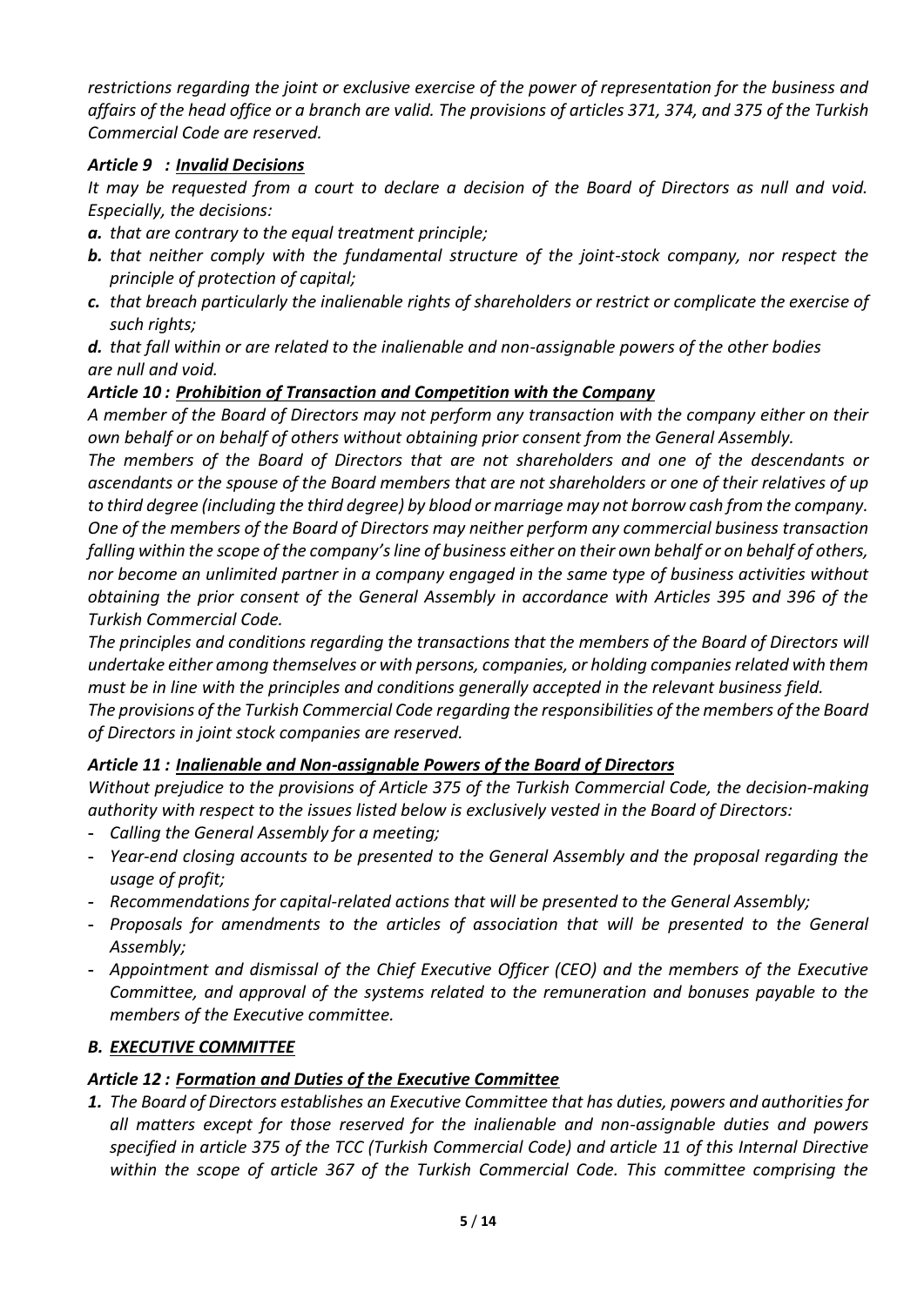*restrictions regarding the joint or exclusive exercise of the power of representation for the business and affairs of the head office or a branch are valid. The provisions of articles 371, 374, and 375 of the Turkish Commercial Code are reserved.*

### *Article 9 : Invalid Decisions*

*It may be requested from a court to declare a decision of the Board of Directors as null and void. Especially, the decisions:*

***a.*** *that are contrary to the equal treatment principle;*

***b.*** *that neither comply with the fundamental structure of the joint-stock company, nor respect the principle of protection of capital;*

***c.*** *that breach particularly the inalienable rights of shareholders or restrict or complicate the exercise of such rights;*

***d.*** *that fall within or are related to the inalienable and non-assignable powers of the other bodies are null and void.*

### *Article 10 : Prohibition of Transaction and Competition with the Company*

*A member of the Board of Directors may not perform any transaction with the company either on their own behalf or on behalf of others without obtaining prior consent from the General Assembly.*

*The members of the Board of Directors that are not shareholders and one of the descendants or ascendants or the spouse of the Board members that are not shareholders or one of their relatives of up to third degree (including the third degree) by blood or marriage may not borrow cash from the company.*

*One of the members of the Board of Directors may neither perform any commercial business transaction falling within the scope of the company's line of business either on their own behalf or on behalf of others, nor become an unlimited partner in a company engaged in the same type of business activities without obtaining the prior consent of the General Assembly in accordance with Articles 395 and 396 of the Turkish Commercial Code.*

*The principles and conditions regarding the transactions that the members of the Board of Directors will undertake either among themselves or with persons, companies, or holding companies related with them must be in line with the principles and conditions generally accepted in the relevant business field.*

*The provisions of the Turkish Commercial Code regarding the responsibilities of the members of the Board of Directors in joint stock companies are reserved.*

### *Article 11 : Inalienable and Non-assignable Powers of the Board of Directors*

*Without prejudice to the provisions of Article 375 of the Turkish Commercial Code, the decision-making authority with respect to the issues listed below is exclusively vested in the Board of Directors:*

- *Calling the General Assembly for a meeting;*
- *Year-end closing accounts to be presented to the General Assembly and the proposal regarding the usage of profit;*
- *Recommendations for capital-related actions that will be presented to the General Assembly;*
- *Proposals for amendments to the articles of association that will be presented to the General Assembly;*
- *Appointment and dismissal of the Chief Executive Officer (CEO) and the members of the Executive Committee, and approval of the systems related to the remuneration and bonuses payable to the members of the Executive committee.*

## *B. EXECUTIVE COMMITTEE*

### *Article 12 : Formation and Duties of the Executive Committee*

***1.*** *The Board of Directors establishes an Executive Committee that has duties, powers and authorities for all matters except for those reserved for the inalienable and non-assignable duties and powers specified in article 375 of the TCC (Turkish Commercial Code) and article 11 of this Internal Directive within the scope of article 367 of the Turkish Commercial Code. This committee comprising the*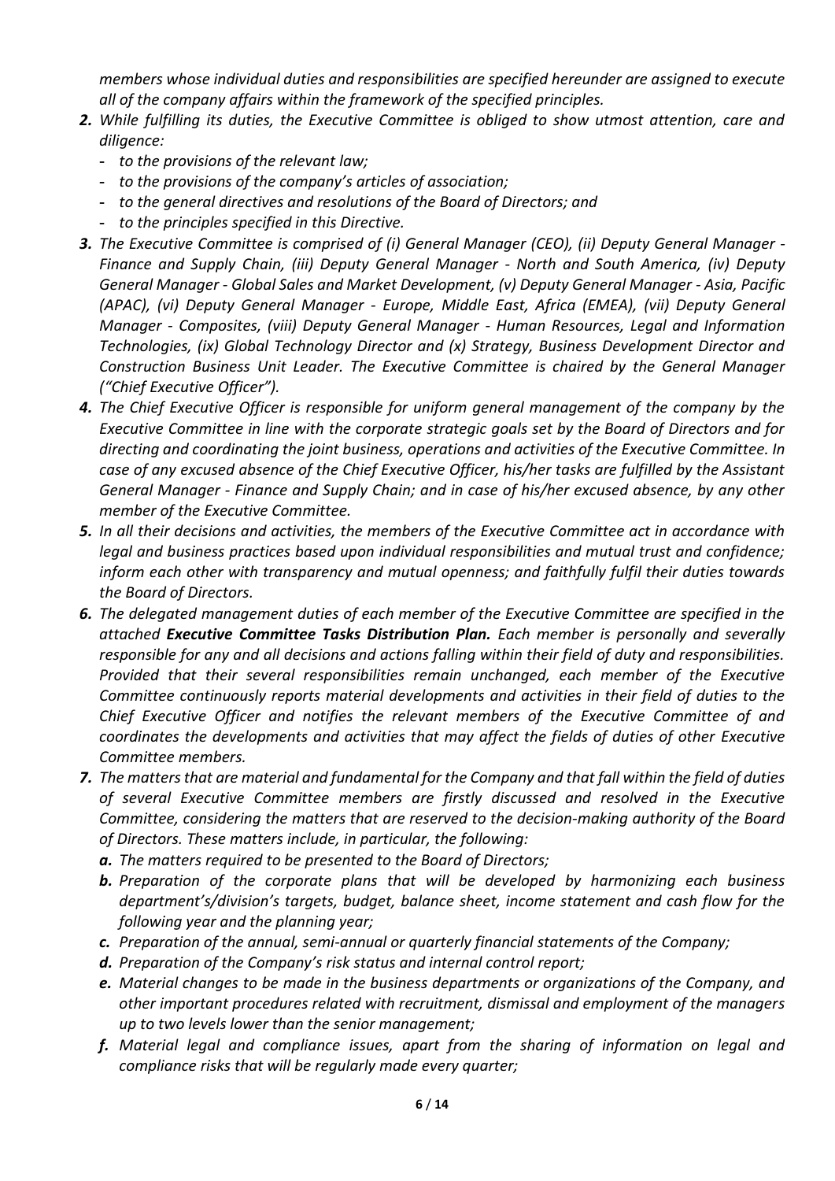*members whose individual duties and responsibilities are specified hereunder are assigned to execute all of the company affairs within the framework of the specified principles.*

2. *While fulfilling its duties, the Executive Committee is obliged to show utmost attention, care and diligence:*
   - *to the provisions of the relevant law;*
   - *to the provisions of the company's articles of association;*
   - *to the general directives and resolutions of the Board of Directors; and*
   - *to the principles specified in this Directive.*
3. *The Executive Committee is comprised of (i) General Manager (CEO), (ii) Deputy General Manager - Finance and Supply Chain, (iii) Deputy General Manager - North and South America, (iv) Deputy General Manager - Global Sales and Market Development, (v) Deputy General Manager - Asia, Pacific (APAC), (vi) Deputy General Manager - Europe, Middle East, Africa (EMEA), (vii) Deputy General Manager - Composites, (viii) Deputy General Manager - Human Resources, Legal and Information Technologies, (ix) Global Technology Director and (x) Strategy, Business Development Director and Construction Business Unit Leader. The Executive Committee is chaired by the General Manager ("Chief Executive Officer").*
4. *The Chief Executive Officer is responsible for uniform general management of the company by the Executive Committee in line with the corporate strategic goals set by the Board of Directors and for directing and coordinating the joint business, operations and activities of the Executive Committee. In case of any excused absence of the Chief Executive Officer, his/her tasks are fulfilled by the Assistant General Manager - Finance and Supply Chain; and in case of his/her excused absence, by any other member of the Executive Committee.*
5. *In all their decisions and activities, the members of the Executive Committee act in accordance with legal and business practices based upon individual responsibilities and mutual trust and confidence; inform each other with transparency and mutual openness; and faithfully fulfil their duties towards the Board of Directors.*
6. *The delegated management duties of each member of the Executive Committee are specified in the attached **Executive Committee Tasks Distribution Plan.** Each member is personally and severally responsible for any and all decisions and actions falling within their field of duty and responsibilities. Provided that their several responsibilities remain unchanged, each member of the Executive Committee continuously reports material developments and activities in their field of duties to the Chief Executive Officer and notifies the relevant members of the Executive Committee of and coordinates the developments and activities that may affect the fields of duties of other Executive Committee members.*
7. *The matters that are material and fundamental for the Company and that fall within the field of duties of several Executive Committee members are firstly discussed and resolved in the Executive Committee, considering the matters that are reserved to the decision-making authority of the Board of Directors. These matters include, in particular, the following:*
   - **a.** *The matters required to be presented to the Board of Directors;*
   - **b.** *Preparation of the corporate plans that will be developed by harmonizing each business department's/division's targets, budget, balance sheet, income statement and cash flow for the following year and the planning year;*
   - **c.** *Preparation of the annual, semi-annual or quarterly financial statements of the Company;*
   - **d.** *Preparation of the Company's risk status and internal control report;*
   - **e.** *Material changes to be made in the business departments or organizations of the Company, and other important procedures related with recruitment, dismissal and employment of the managers up to two levels lower than the senior management;*
   - **f.** *Material legal and compliance issues, apart from the sharing of information on legal and compliance risks that will be regularly made every quarter;*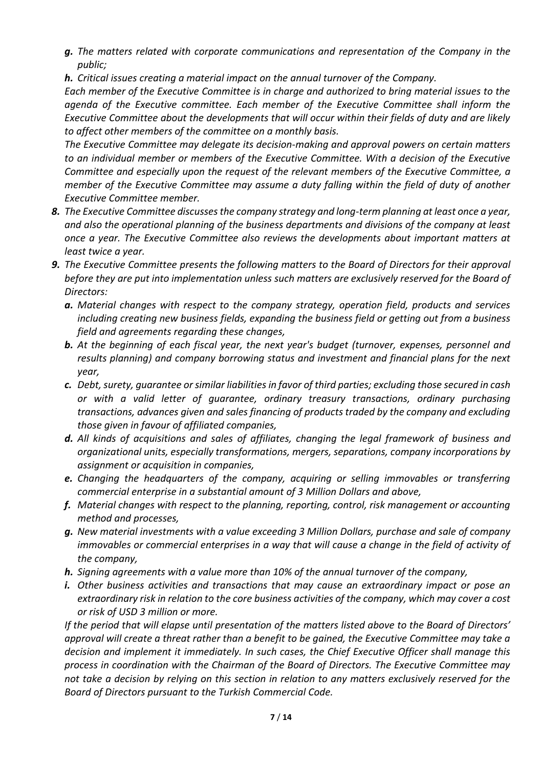- ***g.*** *The matters related with corporate communications and representation of the Company in the public;*
- ***h.*** *Critical issues creating a material impact on the annual turnover of the Company.*

*Each member of the Executive Committee is in charge and authorized to bring material issues to the agenda of the Executive committee. Each member of the Executive Committee shall inform the Executive Committee about the developments that will occur within their fields of duty and are likely to affect other members of the committee on a monthly basis.*

*The Executive Committee may delegate its decision-making and approval powers on certain matters to an individual member or members of the Executive Committee. With a decision of the Executive Committee and especially upon the request of the relevant members of the Executive Committee, a member of the Executive Committee may assume a duty falling within the field of duty of another Executive Committee member.*

8. *The Executive Committee discusses the company strategy and long-term planning at least once a year, and also the operational planning of the business departments and divisions of the company at least once a year. The Executive Committee also reviews the developments about important matters at least twice a year.*
9. *The Executive Committee presents the following matters to the Board of Directors for their approval before they are put into implementation unless such matters are exclusively reserved for the Board of Directors:*
   - ***a.*** *Material changes with respect to the company strategy, operation field, products and services including creating new business fields, expanding the business field or getting out from a business field and agreements regarding these changes,*
   - ***b.*** *At the beginning of each fiscal year, the next year's budget (turnover, expenses, personnel and results planning) and company borrowing status and investment and financial plans for the next year,*
   - ***c.*** *Debt, surety, guarantee or similar liabilities in favor of third parties; excluding those secured in cash or with a valid letter of guarantee, ordinary treasury transactions, ordinary purchasing transactions, advances given and sales financing of products traded by the company and excluding those given in favour of affiliated companies,*
   - ***d.*** *All kinds of acquisitions and sales of affiliates, changing the legal framework of business and organizational units, especially transformations, mergers, separations, company incorporations by assignment or acquisition in companies,*
   - ***e.*** *Changing the headquarters of the company, acquiring or selling immovables or transferring commercial enterprise in a substantial amount of 3 Million Dollars and above,*
   - ***f.*** *Material changes with respect to the planning, reporting, control, risk management or accounting method and processes,*
   - ***g.*** *New material investments with a value exceeding 3 Million Dollars, purchase and sale of company immovables or commercial enterprises in a way that will cause a change in the field of activity of the company,*
   - ***h.*** *Signing agreements with a value more than 10% of the annual turnover of the company,*
   - ***i.*** *Other business activities and transactions that may cause an extraordinary impact or pose an extraordinary risk in relation to the core business activities of the company, which may cover a cost or risk of USD 3 million or more.*

   *If the period that will elapse until presentation of the matters listed above to the Board of Directors' approval will create a threat rather than a benefit to be gained, the Executive Committee may take a decision and implement it immediately. In such cases, the Chief Executive Officer shall manage this process in coordination with the Chairman of the Board of Directors. The Executive Committee may not take a decision by relying on this section in relation to any matters exclusively reserved for the Board of Directors pursuant to the Turkish Commercial Code.*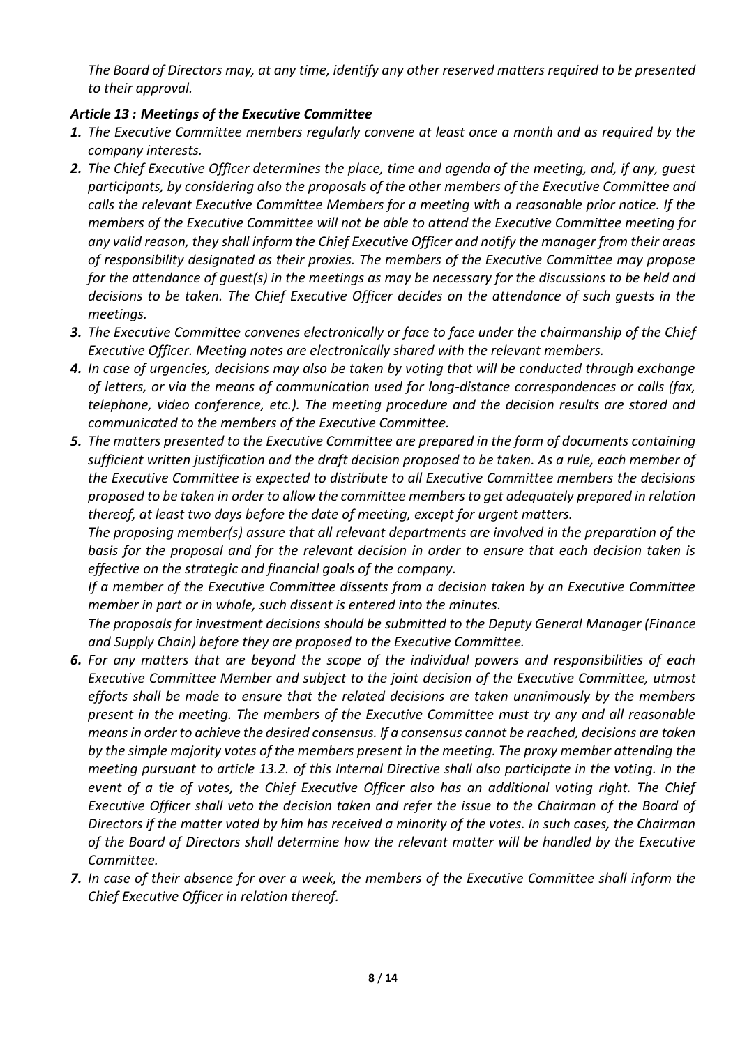*The Board of Directors may, at any time, identify any other reserved matters required to be presented to their approval.*

### ***Article 13 : Meetings of the Executive Committee***

1. *The Executive Committee members regularly convene at least once a month and as required by the company interests.*
2. *The Chief Executive Officer determines the place, time and agenda of the meeting, and, if any, guest participants, by considering also the proposals of the other members of the Executive Committee and calls the relevant Executive Committee Members for a meeting with a reasonable prior notice. If the members of the Executive Committee will not be able to attend the Executive Committee meeting for any valid reason, they shall inform the Chief Executive Officer and notify the manager from their areas of responsibility designated as their proxies. The members of the Executive Committee may propose for the attendance of guest(s) in the meetings as may be necessary for the discussions to be held and decisions to be taken. The Chief Executive Officer decides on the attendance of such guests in the meetings.*
3. *The Executive Committee convenes electronically or face to face under the chairmanship of the Chief Executive Officer. Meeting notes are electronically shared with the relevant members.*
4. *In case of urgencies, decisions may also be taken by voting that will be conducted through exchange of letters, or via the means of communication used for long-distance correspondences or calls (fax, telephone, video conference, etc.). The meeting procedure and the decision results are stored and communicated to the members of the Executive Committee.*
5. *The matters presented to the Executive Committee are prepared in the form of documents containing sufficient written justification and the draft decision proposed to be taken. As a rule, each member of the Executive Committee is expected to distribute to all Executive Committee members the decisions proposed to be taken in order to allow the committee members to get adequately prepared in relation thereof, at least two days before the date of meeting, except for urgent matters.*

   *The proposing member(s) assure that all relevant departments are involved in the preparation of the basis for the proposal and for the relevant decision in order to ensure that each decision taken is effective on the strategic and financial goals of the company.*

   *If a member of the Executive Committee dissents from a decision taken by an Executive Committee member in part or in whole, such dissent is entered into the minutes.*

   *The proposals for investment decisions should be submitted to the Deputy General Manager (Finance and Supply Chain) before they are proposed to the Executive Committee.*
6. *For any matters that are beyond the scope of the individual powers and responsibilities of each Executive Committee Member and subject to the joint decision of the Executive Committee, utmost efforts shall be made to ensure that the related decisions are taken unanimously by the members present in the meeting. The members of the Executive Committee must try any and all reasonable means in order to achieve the desired consensus. If a consensus cannot be reached, decisions are taken by the simple majority votes of the members present in the meeting. The proxy member attending the meeting pursuant to article 13.2. of this Internal Directive shall also participate in the voting. In the event of a tie of votes, the Chief Executive Officer also has an additional voting right. The Chief Executive Officer shall veto the decision taken and refer the issue to the Chairman of the Board of Directors if the matter voted by him has received a minority of the votes. In such cases, the Chairman of the Board of Directors shall determine how the relevant matter will be handled by the Executive Committee.*
7. *In case of their absence for over a week, the members of the Executive Committee shall inform the Chief Executive Officer in relation thereof.*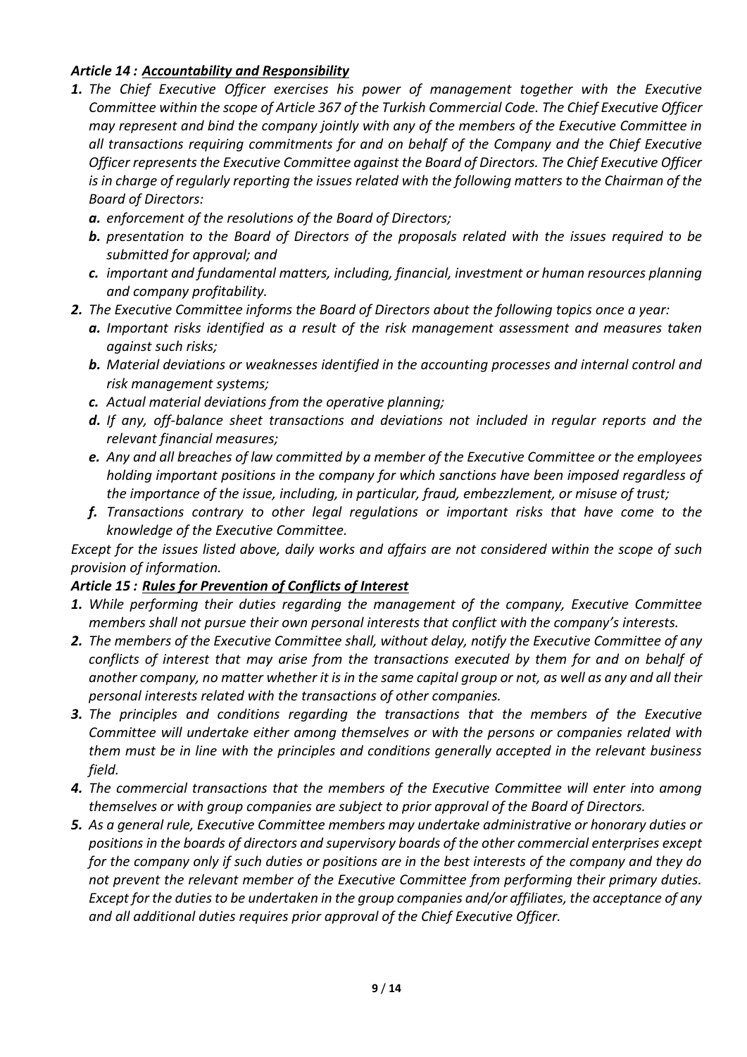### *Article 14 : Accountability and Responsibility*

1. *The Chief Executive Officer exercises his power of management together with the Executive Committee within the scope of Article 367 of the Turkish Commercial Code. The Chief Executive Officer may represent and bind the company jointly with any of the members of the Executive Committee in all transactions requiring commitments for and on behalf of the Company and the Chief Executive Officer represents the Executive Committee against the Board of Directors. The Chief Executive Officer is in charge of regularly reporting the issues related with the following matters to the Chairman of the Board of Directors:*
   a. *enforcement of the resolutions of the Board of Directors;*
   b. *presentation to the Board of Directors of the proposals related with the issues required to be submitted for approval; and*
   c. *important and fundamental matters, including, financial, investment or human resources planning and company profitability.*
2. *The Executive Committee informs the Board of Directors about the following topics once a year:*
   a. *Important risks identified as a result of the risk management assessment and measures taken against such risks;*
   b. *Material deviations or weaknesses identified in the accounting processes and internal control and risk management systems;*
   c. *Actual material deviations from the operative planning;*
   d. *If any, off-balance sheet transactions and deviations not included in regular reports and the relevant financial measures;*
   e. *Any and all breaches of law committed by a member of the Executive Committee or the employees holding important positions in the company for which sanctions have been imposed regardless of the importance of the issue, including, in particular, fraud, embezzlement, or misuse of trust;*
   f. *Transactions contrary to other legal regulations or important risks that have come to the knowledge of the Executive Committee.*

*Except for the issues listed above, daily works and affairs are not considered within the scope of such provision of information.*

### *Article 15 : Rules for Prevention of Conflicts of Interest*

1. *While performing their duties regarding the management of the company, Executive Committee members shall not pursue their own personal interests that conflict with the company's interests.*
2. *The members of the Executive Committee shall, without delay, notify the Executive Committee of any conflicts of interest that may arise from the transactions executed by them for and on behalf of another company, no matter whether it is in the same capital group or not, as well as any and all their personal interests related with the transactions of other companies.*
3. *The principles and conditions regarding the transactions that the members of the Executive Committee will undertake either among themselves or with the persons or companies related with them must be in line with the principles and conditions generally accepted in the relevant business field.*
4. *The commercial transactions that the members of the Executive Committee will enter into among themselves or with group companies are subject to prior approval of the Board of Directors.*
5. *As a general rule, Executive Committee members may undertake administrative or honorary duties or positions in the boards of directors and supervisory boards of the other commercial enterprises except for the company only if such duties or positions are in the best interests of the company and they do not prevent the relevant member of the Executive Committee from performing their primary duties. Except for the duties to be undertaken in the group companies and/or affiliates, the acceptance of any and all additional duties requires prior approval of the Chief Executive Officer.*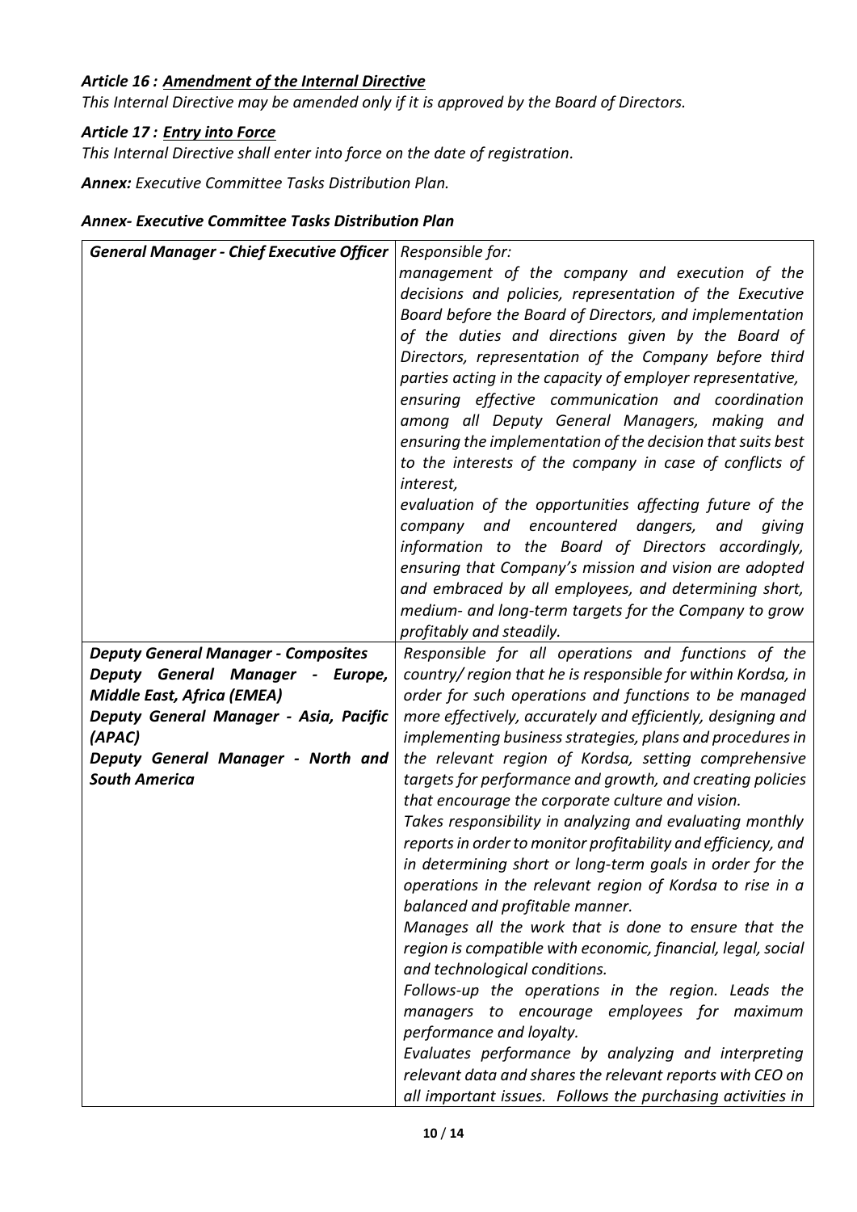***Article 16 : Amendment of the Internal Directive***

*This Internal Directive may be amended only if it is approved by the Board of Directors.*

***Article 17 : Entry into Force***

*This Internal Directive shall enter into force on the date of registration.*

***Annex:*** *Executive Committee Tasks Distribution Plan.*

***Annex- Executive Committee Tasks Distribution Plan***

| | |
|---|---|
| ***General Manager - Chief Executive Officer*** | *Responsible for:*<br>*management of the company and execution of the decisions and policies, representation of the Executive Board before the Board of Directors, and implementation of the duties and directions given by the Board of Directors, representation of the Company before third parties acting in the capacity of employer representative, ensuring effective communication and coordination among all Deputy General Managers, making and ensuring the implementation of the decision that suits best to the interests of the company in case of conflicts of interest,*<br>*evaluation of the opportunities affecting future of the company and encountered dangers, and giving information to the Board of Directors accordingly, ensuring that Company's mission and vision are adopted and embraced by all employees, and determining short, medium- and long-term targets for the Company to grow profitably and steadily.* |
| ***Deputy General Manager - Composites***<br>***Deputy General Manager - Europe, Middle East, Africa (EMEA)***<br>***Deputy General Manager - Asia, Pacific (APAC)***<br>***Deputy General Manager - North and South America*** | *Responsible for all operations and functions of the country/ region that he is responsible for within Kordsa, in order for such operations and functions to be managed more effectively, accurately and efficiently, designing and implementing business strategies, plans and procedures in the relevant region of Kordsa, setting comprehensive targets for performance and growth, and creating policies that encourage the corporate culture and vision.*<br>*Takes responsibility in analyzing and evaluating monthly reports in order to monitor profitability and efficiency, and in determining short or long-term goals in order for the operations in the relevant region of Kordsa to rise in a balanced and profitable manner.*<br>*Manages all the work that is done to ensure that the region is compatible with economic, financial, legal, social and technological conditions.*<br>*Follows-up the operations in the region. Leads the managers to encourage employees for maximum performance and loyalty.*<br>*Evaluates performance by analyzing and interpreting relevant data and shares the relevant reports with CEO on all important issues. Follows the purchasing activities in* |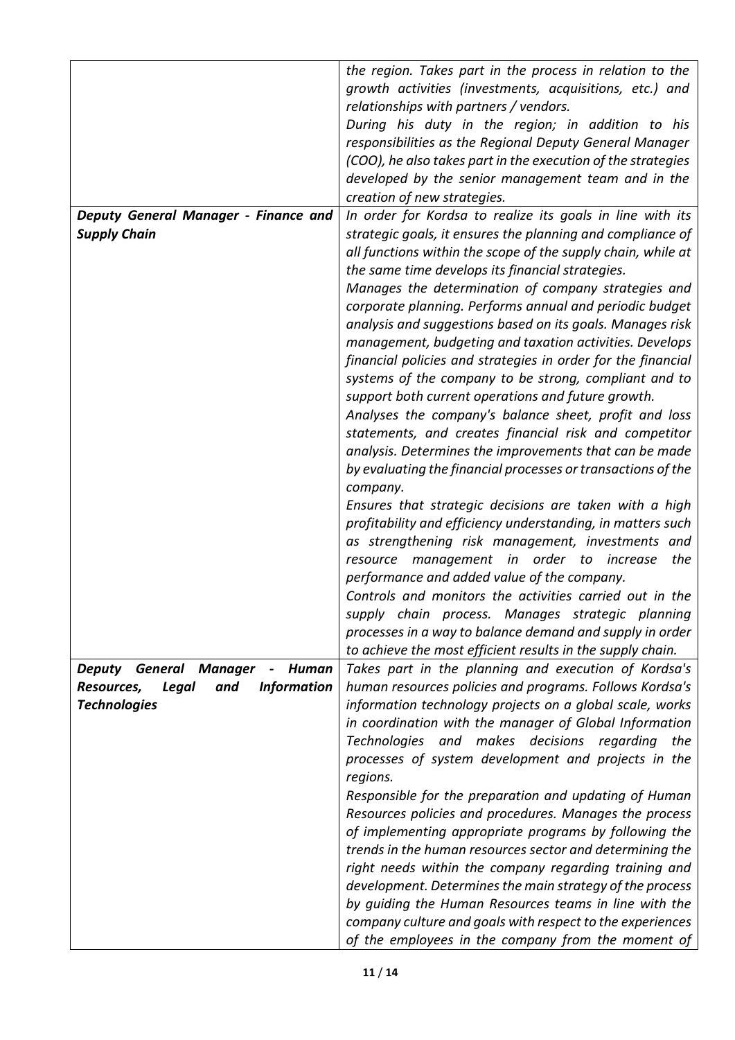| | |
|---|---|
| | *the region. Takes part in the process in relation to the growth activities (investments, acquisitions, etc.) and relationships with partners / vendors.*<br>*During his duty in the region; in addition to his responsibilities as the Regional Deputy General Manager (COO), he also takes part in the execution of the strategies developed by the senior management team and in the creation of new strategies.* |
| ***Deputy General Manager - Finance and Supply Chain*** | *In order for Kordsa to realize its goals in line with its strategic goals, it ensures the planning and compliance of all functions within the scope of the supply chain, while at the same time develops its financial strategies.*<br>*Manages the determination of company strategies and corporate planning. Performs annual and periodic budget analysis and suggestions based on its goals. Manages risk management, budgeting and taxation activities. Develops financial policies and strategies in order for the financial systems of the company to be strong, compliant and to support both current operations and future growth.*<br>*Analyses the company's balance sheet, profit and loss statements, and creates financial risk and competitor analysis. Determines the improvements that can be made by evaluating the financial processes or transactions of the company.*<br>*Ensures that strategic decisions are taken with a high profitability and efficiency understanding, in matters such as strengthening risk management, investments and resource management in order to increase the performance and added value of the company.*<br>*Controls and monitors the activities carried out in the supply chain process. Manages strategic planning processes in a way to balance demand and supply in order to achieve the most efficient results in the supply chain.* |
| ***Deputy General Manager - Human Resources, Legal and Information Technologies*** | *Takes part in the planning and execution of Kordsa's human resources policies and programs. Follows Kordsa's information technology projects on a global scale, works in coordination with the manager of Global Information Technologies and makes decisions regarding the processes of system development and projects in the regions.*<br>*Responsible for the preparation and updating of Human Resources policies and procedures. Manages the process of implementing appropriate programs by following the trends in the human resources sector and determining the right needs within the company regarding training and development. Determines the main strategy of the process by guiding the Human Resources teams in line with the company culture and goals with respect to the experiences of the employees in the company from the moment of* |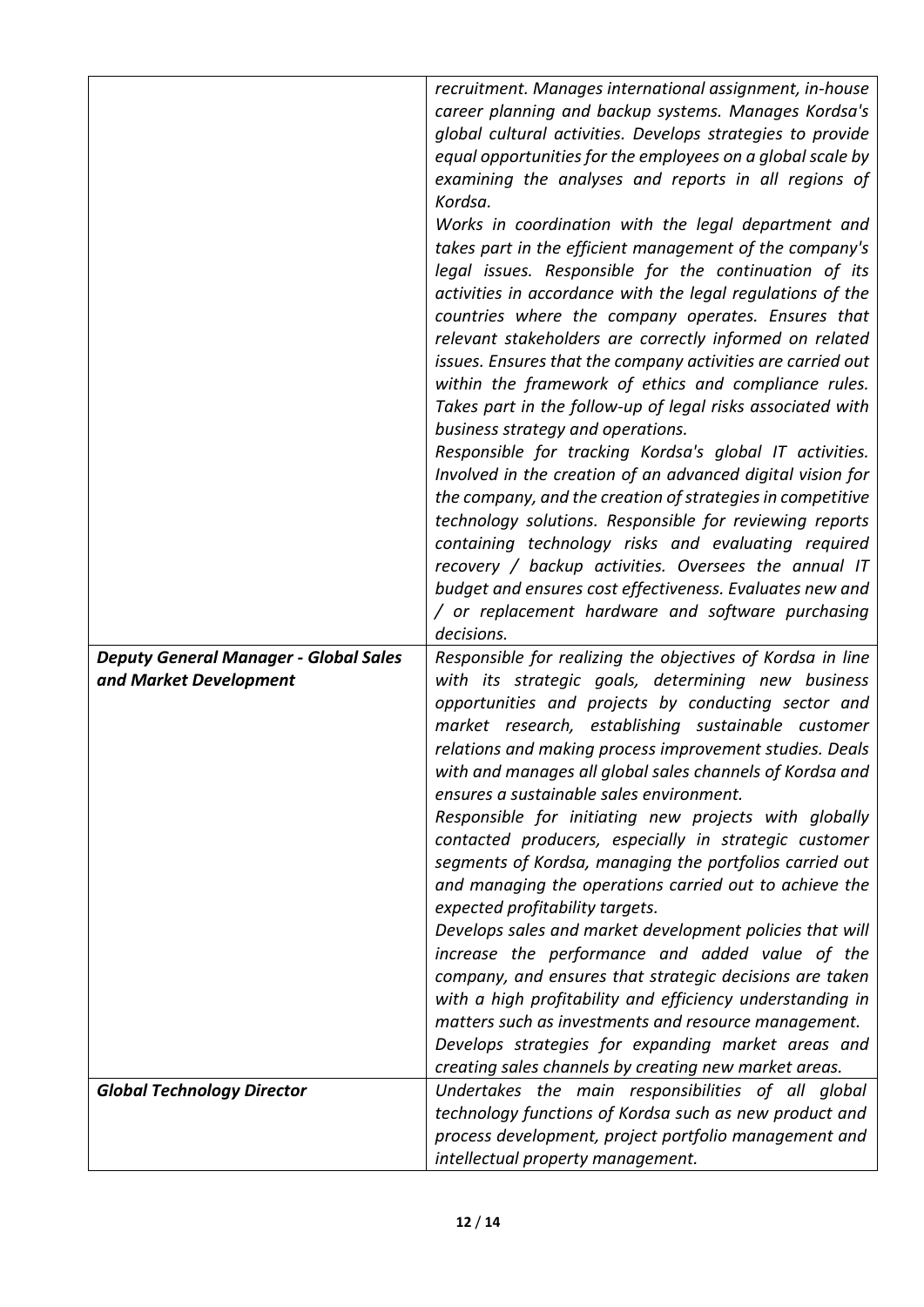| | |
|---|---|
| | *recruitment. Manages international assignment, in-house career planning and backup systems. Manages Kordsa's global cultural activities. Develops strategies to provide equal opportunities for the employees on a global scale by examining the analyses and reports in all regions of Kordsa.*<br>*Works in coordination with the legal department and takes part in the efficient management of the company's legal issues. Responsible for the continuation of its activities in accordance with the legal regulations of the countries where the company operates. Ensures that relevant stakeholders are correctly informed on related issues. Ensures that the company activities are carried out within the framework of ethics and compliance rules. Takes part in the follow-up of legal risks associated with business strategy and operations.*<br>*Responsible for tracking Kordsa's global IT activities. Involved in the creation of an advanced digital vision for the company, and the creation of strategies in competitive technology solutions. Responsible for reviewing reports containing technology risks and evaluating required recovery / backup activities. Oversees the annual IT budget and ensures cost effectiveness. Evaluates new and / or replacement hardware and software purchasing decisions.* |
| ***Deputy General Manager - Global Sales and Market Development*** | *Responsible for realizing the objectives of Kordsa in line with its strategic goals, determining new business opportunities and projects by conducting sector and market research, establishing sustainable customer relations and making process improvement studies. Deals with and manages all global sales channels of Kordsa and ensures a sustainable sales environment.*<br>*Responsible for initiating new projects with globally contacted producers, especially in strategic customer segments of Kordsa, managing the portfolios carried out and managing the operations carried out to achieve the expected profitability targets.*<br>*Develops sales and market development policies that will increase the performance and added value of the company, and ensures that strategic decisions are taken with a high profitability and efficiency understanding in matters such as investments and resource management.*<br>*Develops strategies for expanding market areas and creating sales channels by creating new market areas.* |
| ***Global Technology Director*** | *Undertakes the main responsibilities of all global technology functions of Kordsa such as new product and process development, project portfolio management and intellectual property management.* |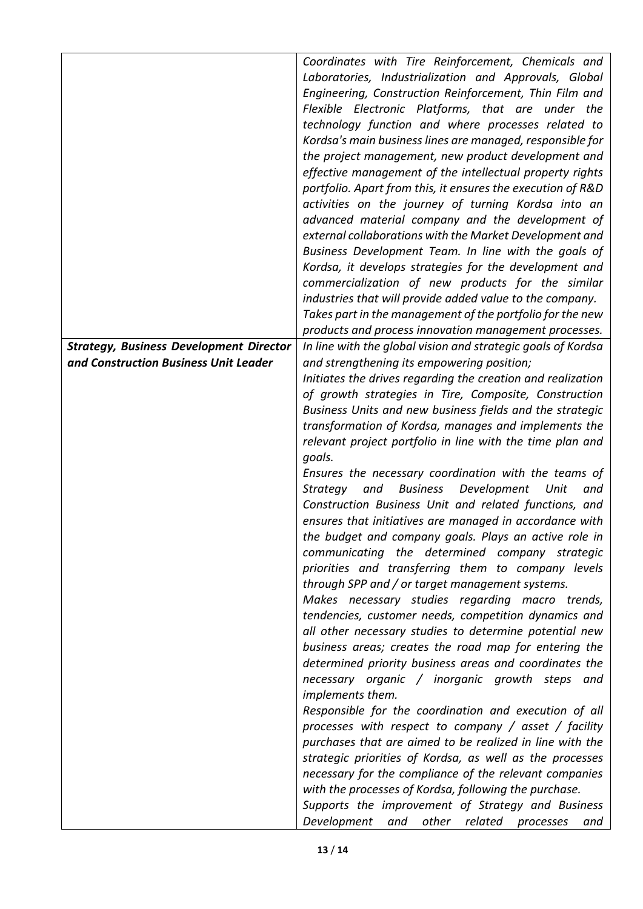| | |
|---|---|
| | *Coordinates with Tire Reinforcement, Chemicals and Laboratories, Industrialization and Approvals, Global Engineering, Construction Reinforcement, Thin Film and Flexible Electronic Platforms, that are under the technology function and where processes related to Kordsa's main business lines are managed, responsible for the project management, new product development and effective management of the intellectual property rights portfolio. Apart from this, it ensures the execution of R&D activities on the journey of turning Kordsa into an advanced material company and the development of external collaborations with the Market Development and Business Development Team. In line with the goals of Kordsa, it develops strategies for the development and commercialization of new products for the similar industries that will provide added value to the company. Takes part in the management of the portfolio for the new products and process innovation management processes.* |
| ***Strategy, Business Development Director and Construction Business Unit Leader*** | *In line with the global vision and strategic goals of Kordsa and strengthening its empowering position;*<br>*Initiates the drives regarding the creation and realization of growth strategies in Tire, Composite, Construction Business Units and new business fields and the strategic transformation of Kordsa, manages and implements the relevant project portfolio in line with the time plan and goals.*<br>*Ensures the necessary coordination with the teams of Strategy and Business Development Unit and Construction Business Unit and related functions, and ensures that initiatives are managed in accordance with the budget and company goals. Plays an active role in communicating the determined company strategic priorities and transferring them to company levels through SPP and / or target management systems.*<br>*Makes necessary studies regarding macro trends, tendencies, customer needs, competition dynamics and all other necessary studies to determine potential new business areas; creates the road map for entering the determined priority business areas and coordinates the necessary organic / inorganic growth steps and implements them.*<br>*Responsible for the coordination and execution of all processes with respect to company / asset / facility purchases that are aimed to be realized in line with the strategic priorities of Kordsa, as well as the processes necessary for the compliance of the relevant companies with the processes of Kordsa, following the purchase.*<br>*Supports the improvement of Strategy and Business Development and other related processes and* |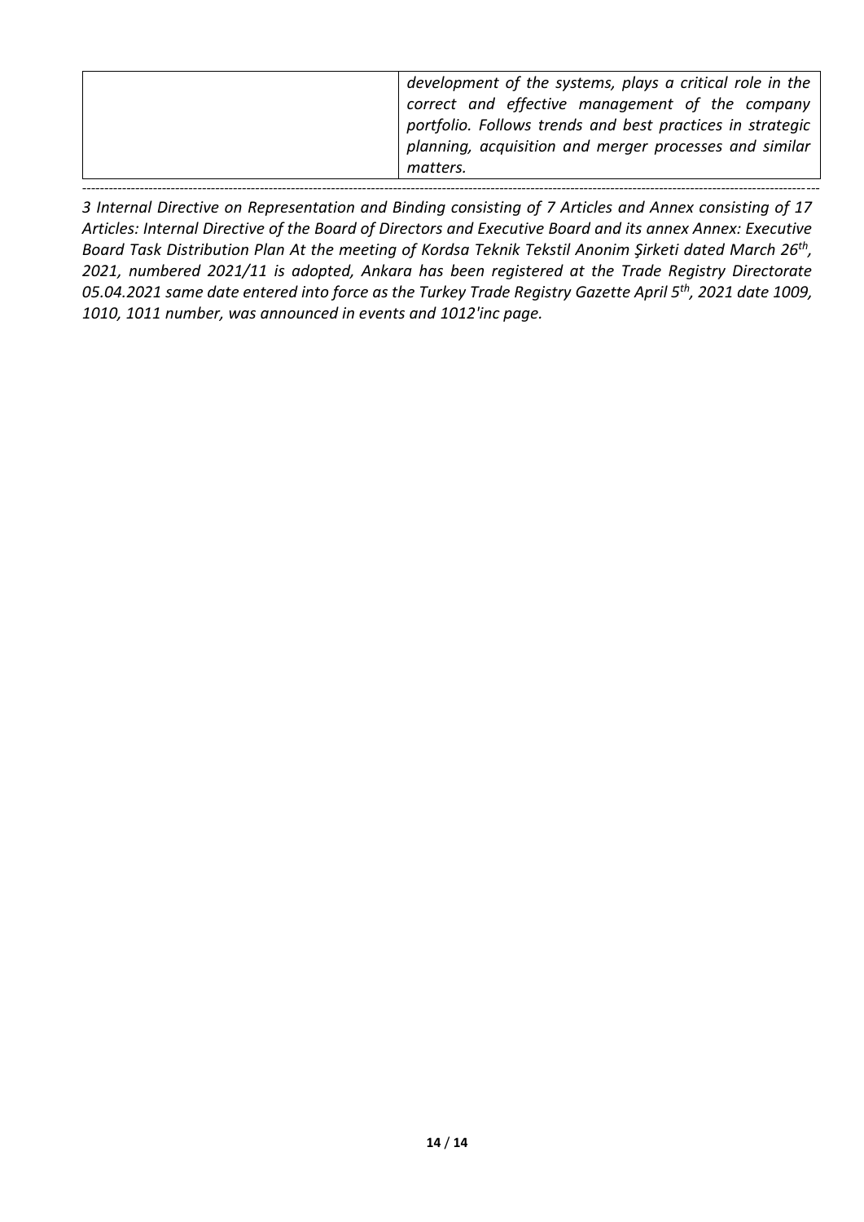| | |
|---|---|
| | *development of the systems, plays a critical role in the correct and effective management of the company portfolio. Follows trends and best practices in strategic planning, acquisition and merger processes and similar matters.* |

---

*3 Internal Directive on Representation and Binding consisting of 7 Articles and Annex consisting of 17 Articles: Internal Directive of the Board of Directors and Executive Board and its annex Annex: Executive Board Task Distribution Plan At the meeting of Kordsa Teknik Tekstil Anonim Şirketi dated March 26th, 2021, numbered 2021/11 is adopted, Ankara has been registered at the Trade Registry Directorate 05.04.2021 same date entered into force as the Turkey Trade Registry Gazette April 5th, 2021 date 1009, 1010, 1011 number, was announced in events and 1012'inc page.*